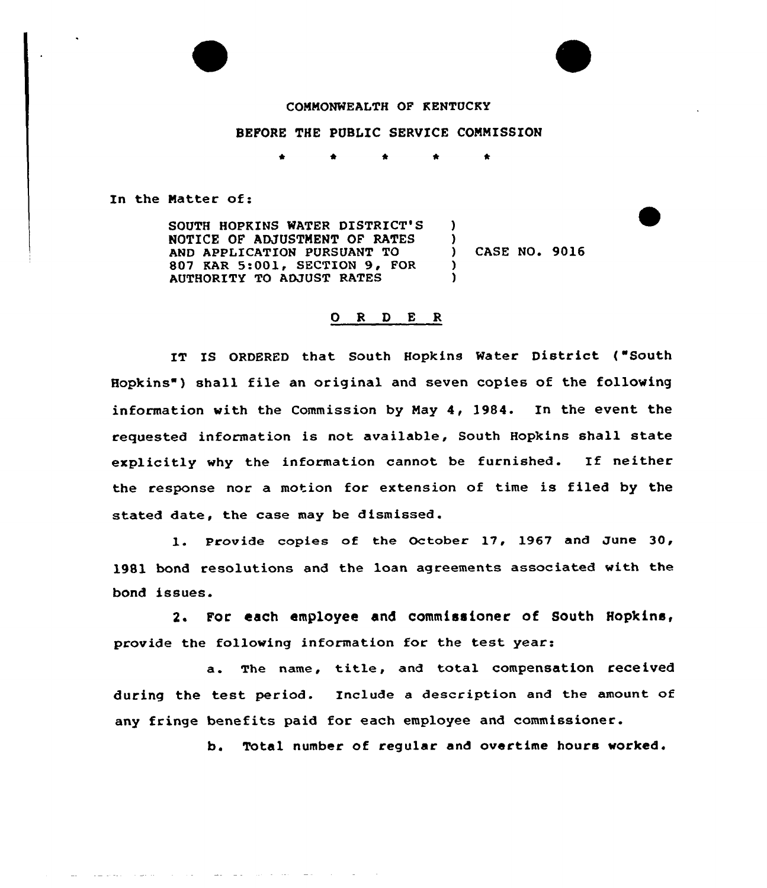COMMONWEALTH OF KENTUCKY

BEFORE THE PUBLIC SERVICE COMMISSION

\* \* \* \* \*

In the Matter of:

| | | |
|---|---|---|
| SOUTH HOPKINS WATER DISTRICT'S NOTICE OF ADJUSTMENT OF RATES AND APPLICATION PURSUANT TO 807 KAR 5:001, SECTION 9, FOR AUTHORITY TO ADJUST RATES | ) | CASE NO. 9016 |

## O R D E R

IT IS ORDERED that South Hopkins Water District ("South Hopkins") shall file an original and seven copies of the following information with the Commission by May 4, 1984. In the event the requested information is not available, South Hopkins shall state explicitly why the information cannot be furnished. If neither the response nor a motion for extension of time is filed by the stated date, the case may be dismissed.

1. Provide copies of the October 17, 1967 and June 30, 1981 bond resolutions and the loan agreements associated with the bond issues.

2. For each employee and commissioner of South Hopkins, provide the following information for the test year:

   a. The name, title, and total compensation received during the test period. Include a description and the amount of any fringe benefits paid for each employee and commissioner.

   b. Total number of regular and overtime hours worked.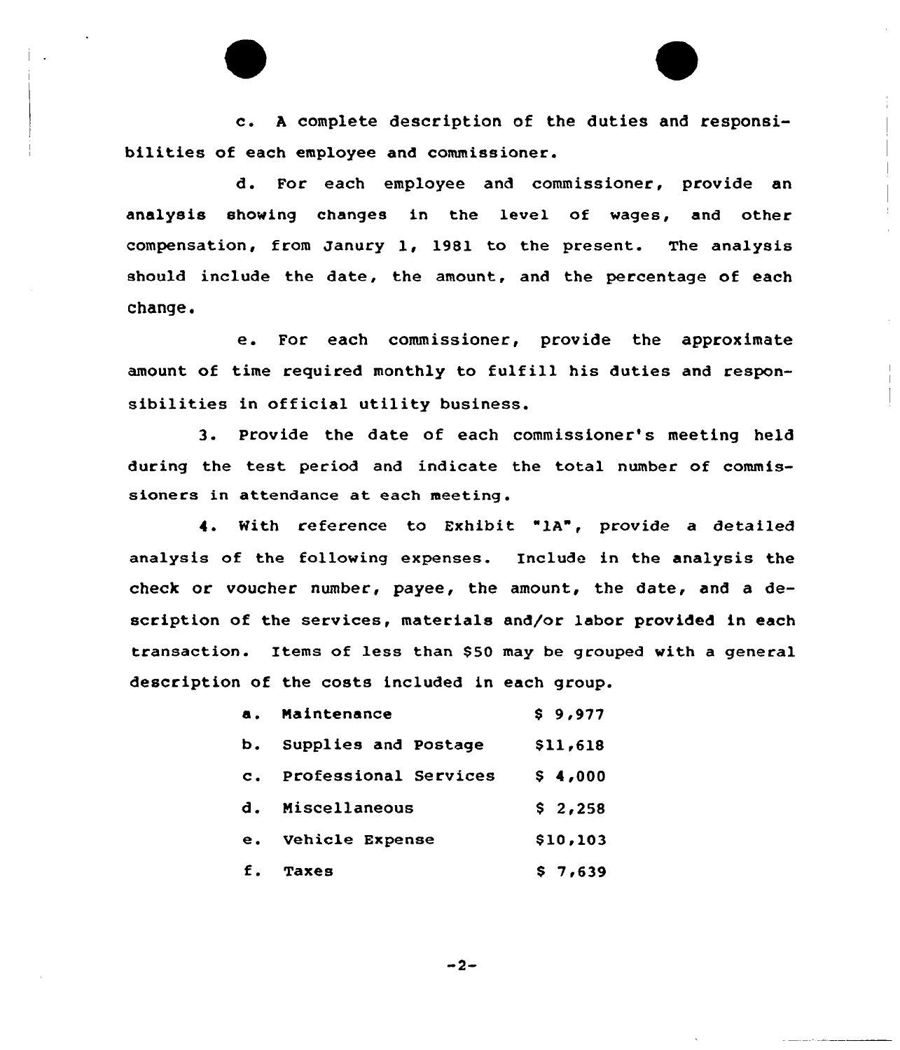c. A complete description of the duties and responsibilities of each employee and commissioner.

d. For each employee and commissioner, provide an analysis showing changes in the level of wages, and other compensation, from Janury 1, 1981 to the present. The analysis should include the date, the amount, and the percentage of each change.

e. For each commissioner, provide the approximate amount of time required monthly to fulfill his duties and responsibilities in official utility business.

3. Provide the date of each commissioner's meeting held during the test period and indicate the total number of commissioners in attendance at each meeting.

4. With reference to Exhibit "1A", provide a detailed analysis of the following expenses. Include in the analysis the check or voucher number, payee, the amount, the date, and a description of the services, materials and/or labor provided in each transaction. Items of less than $50 may be grouped with a general description of the costs included in each group.

| | | |
|---|---|---|
| a. | Maintenance | $ 9,977 |
| b. | Supplies and Postage | $11,618 |
| c. | Professional Services | $ 4,000 |
| d. | Miscellaneous | $ 2,258 |
| e. | Vehicle Expense | $10,103 |
| f. | Taxes | $ 7,639 |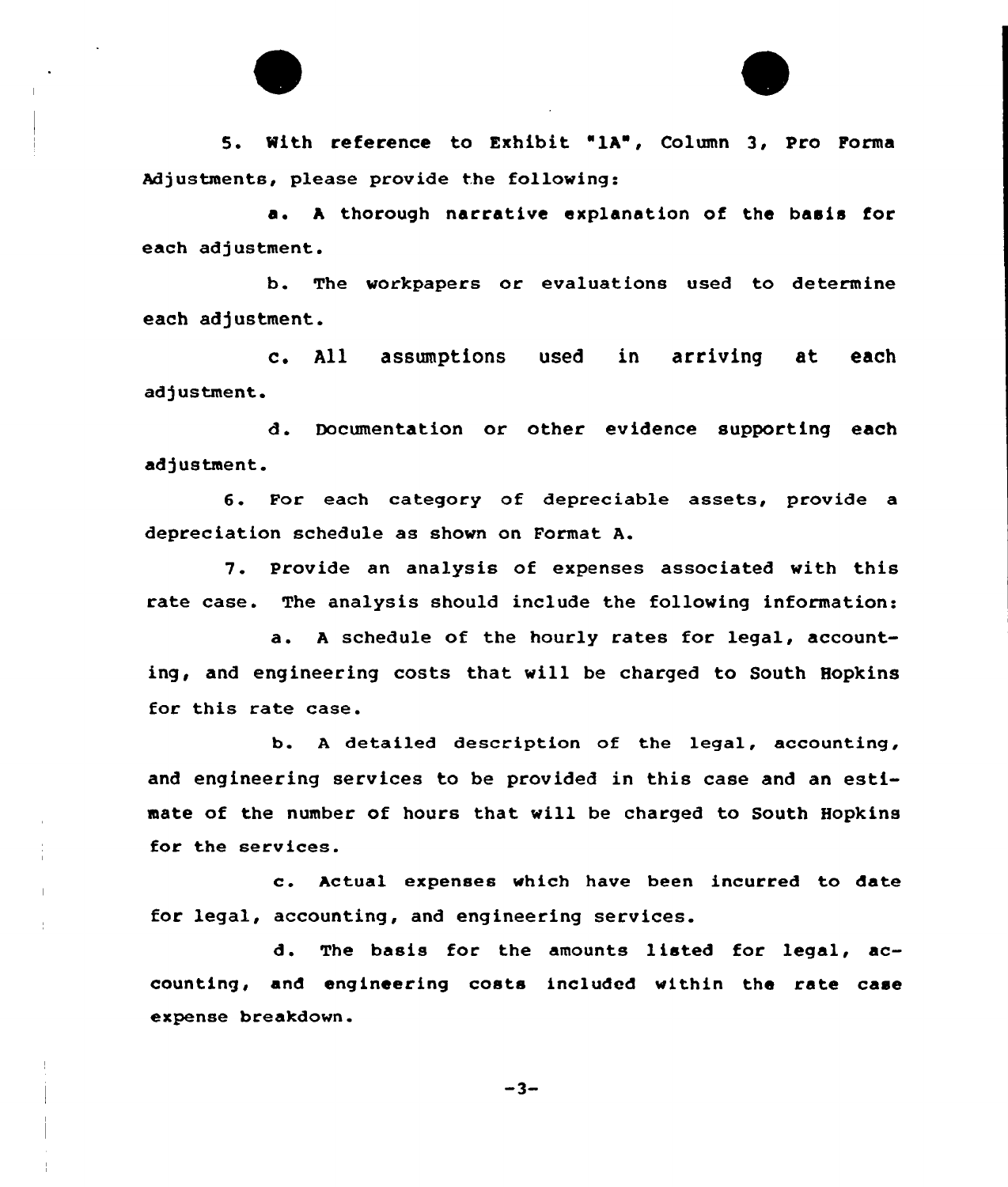5. With reference to Exhibit "1A", Column 3, Pro Forma Adjustments, please provide the following:

a. A thorough narrative explanation of the basis for each adjustment.

b. The workpapers or evaluations used to determine each adjustment.

c. All assumptions used in arriving at each adjustment.

d. Documentation or other evidence supporting each adjustment.

6. For each category of depreciable assets, provide a depreciation schedule as shown on Format A.

7. Provide an analysis of expenses associated with this rate case. The analysis should include the following information:

a. A schedule of the hourly rates for legal, accounting, and engineering costs that will be charged to South Hopkins for this rate case.

b. A detailed description of the legal, accounting, and engineering services to be provided in this case and an estimate of the number of hours that will be charged to South Hopkins for the services.

c. Actual expenses which have been incurred to date for legal, accounting, and engineering services.

d. The basis for the amounts listed for legal, accounting, and engineering costs included within the rate case expense breakdown.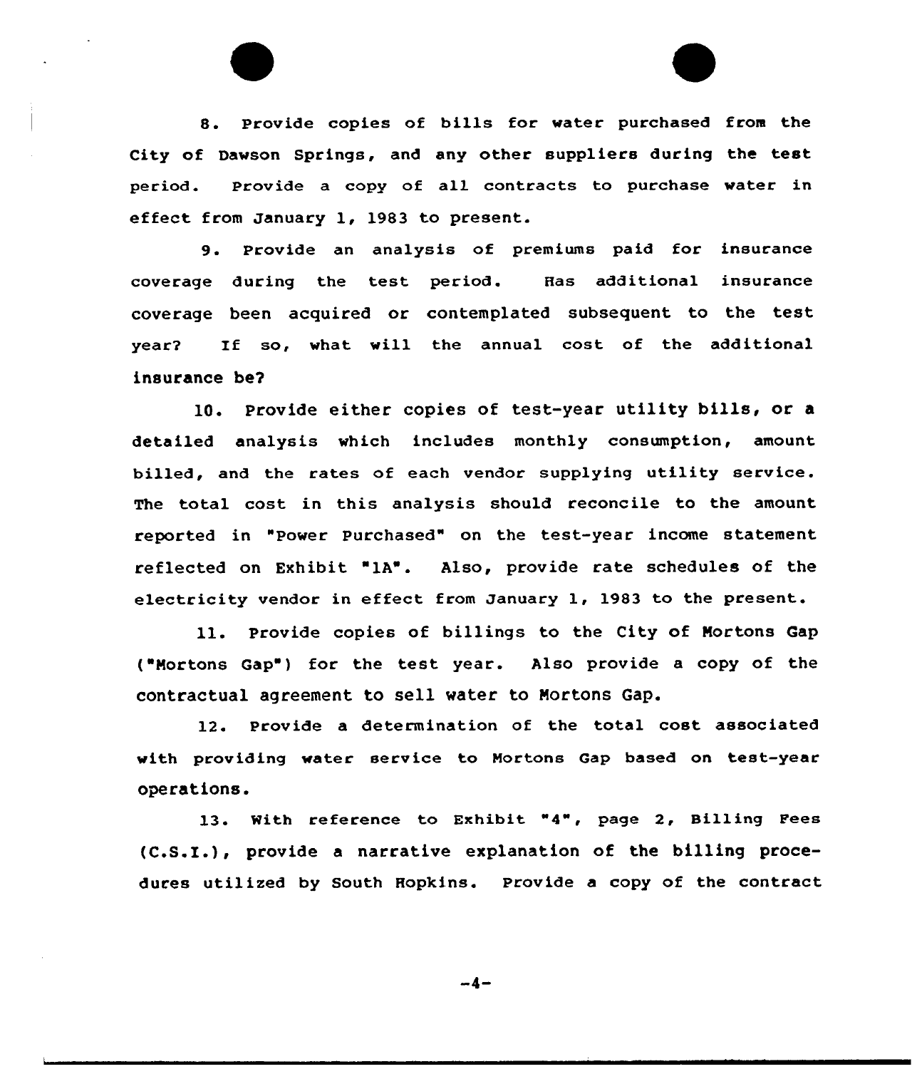8. Provide copies of bills for water purchased from the City of Dawson Springs, and any other suppliers during the test period. Provide a copy of all contracts to purchase water in effect from January 1, 1983 to present.

9. Provide an analysis of premiums paid for insurance coverage during the test period. Has additional insurance coverage been acquired or contemplated subsequent to the test year? If so, what will the annual cost of the additional insurance be?

10. Provide either copies of test-year utility bills, or a detailed analysis which includes monthly consumption, amount billed, and the rates of each vendor supplying utility service. The total cost in this analysis should reconcile to the amount reported in "Power Purchased" on the test-year income statement reflected on Exhibit "1A". Also, provide rate schedules of the electricity vendor in effect from January 1, 1983 to the present.

11. Provide copies of billings to the City of Mortons Gap ("Mortons Gap") for the test year. Also provide a copy of the contractual agreement to sell water to Mortons Gap.

12. Provide a determination of the total cost associated with providing water service to Mortons Gap based on test-year operations.

13. With reference to Exhibit "4", page 2, Billing Fees (C.S.I.), provide a narrative explanation of the billing procedures utilized by South Hopkins. Provide a copy of the contract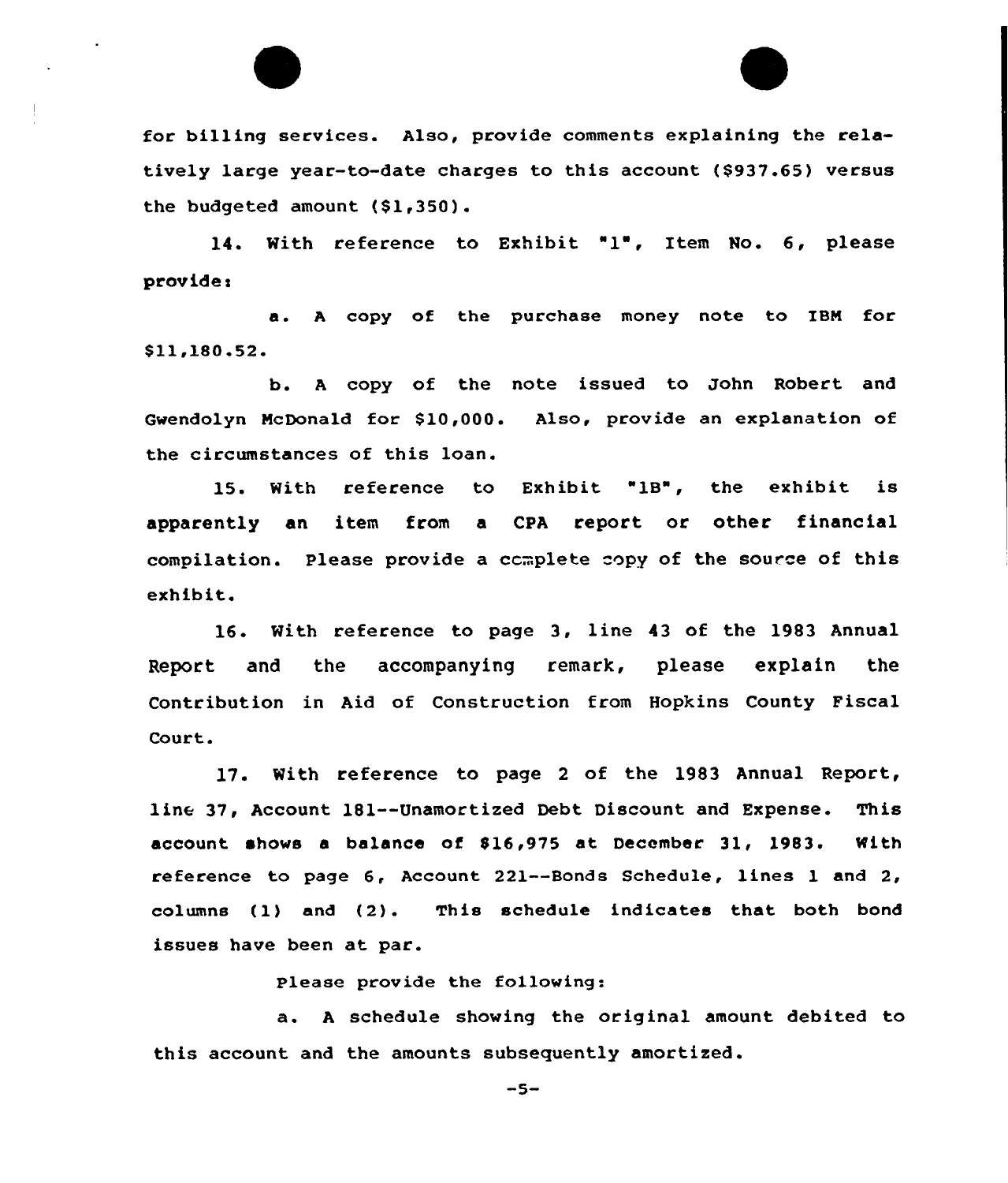for billing services. Also, provide comments explaining the relatively large year-to-date charges to this account ($937.65) versus the budgeted amount ($1,350).

14. With reference to Exhibit "1", Item No. 6, please provide:

a. A copy of the purchase money note to IBM for $11,180.52.

b. A copy of the note issued to John Robert and Gwendolyn McDonald for $10,000. Also, provide an explanation of the circumstances of this loan.

15. With reference to Exhibit "1B", the exhibit is apparently an item from a CPA report or other financial compilation. Please provide a complete copy of the source of this exhibit.

16. With reference to page 3, line 43 of the 1983 Annual Report and the accompanying remark, please explain the Contribution in Aid of Construction from Hopkins County Fiscal Court.

17. With reference to page 2 of the 1983 Annual Report, line 37, Account 181--Unamortized Debt Discount and Expense. This account shows a balance of $16,975 at December 31, 1983. With reference to page 6, Account 221--Bonds Schedule, lines 1 and 2, columns (1) and (2). This schedule indicates that both bond issues have been at par.

Please provide the following:

a. A schedule showing the original amount debited to this account and the amounts subsequently amortized.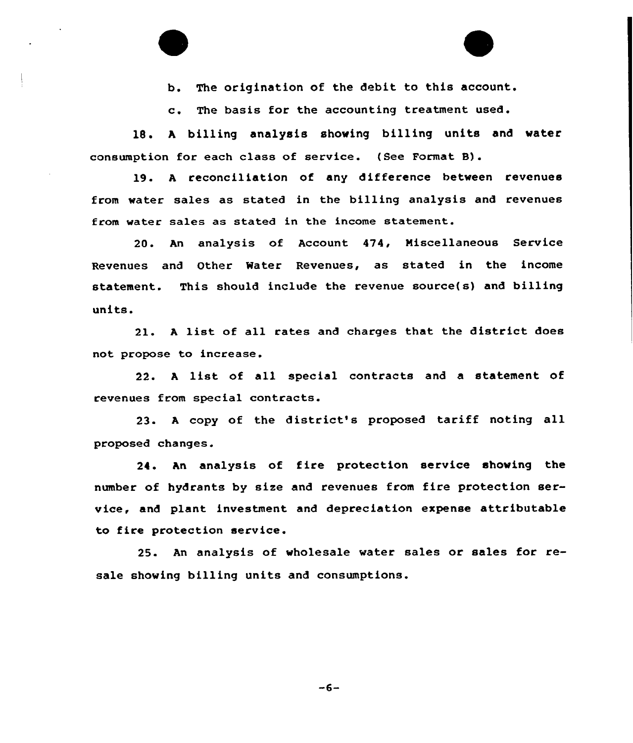b. The origination of the debit to this account.

c. The basis for the accounting treatment used.

18. A billing analysis showing billing units and water consumption for each class of service. (See Format B).

19. A reconciliation of any difference between revenues from water sales as stated in the billing analysis and revenues from water sales as stated in the income statement.

20. An analysis of Account 474, Miscellaneous Service Revenues and Other Water Revenues, as stated in the income statement. This should include the revenue source(s) and billing units.

21. A list of all rates and charges that the district does not propose to increase.

22. A list of all special contracts and a statement of revenues from special contracts.

23. A copy of the district's proposed tariff noting all proposed changes.

24. An analysis of fire protection service showing the number of hydrants by size and revenues from fire protection service, and plant investment and depreciation expense attributable to fire protection service.

25. An analysis of wholesale water sales or sales for resale showing billing units and consumptions.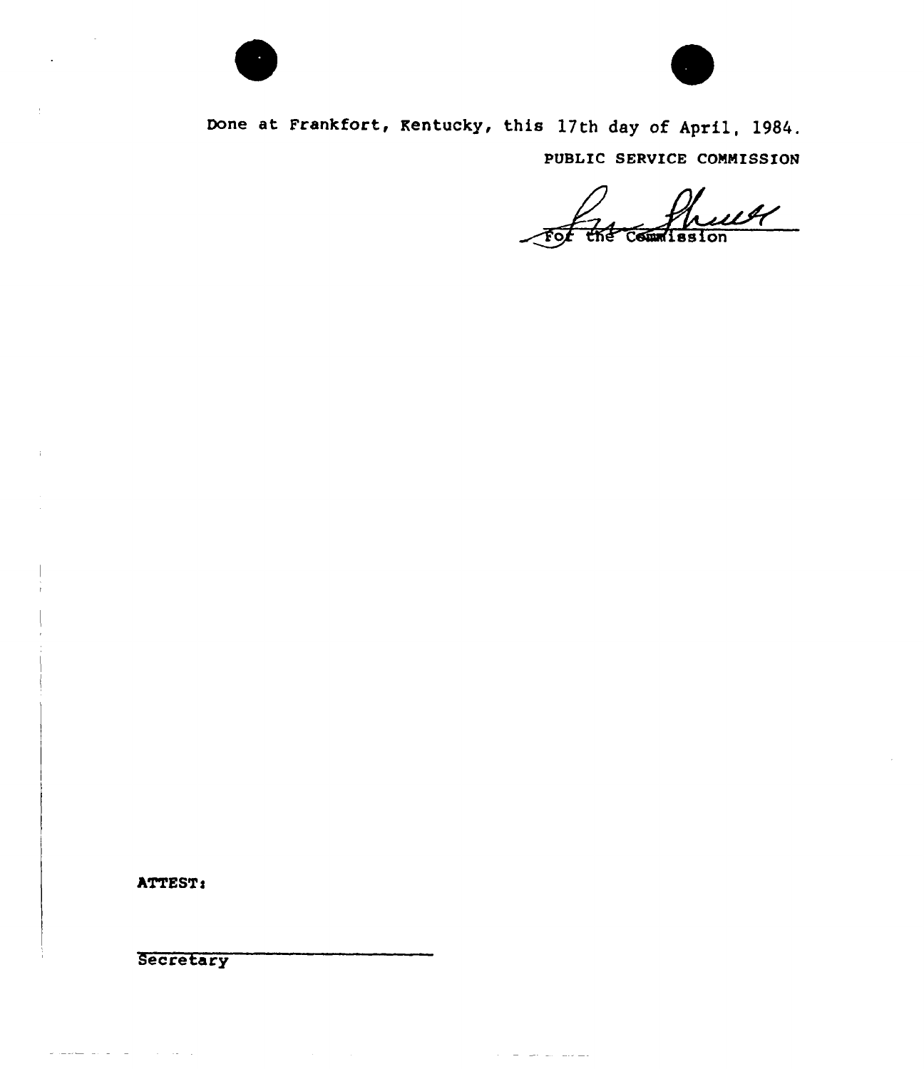Done at Frankfort, Kentucky, this 17th day of April, 1984.

PUBLIC SERVICE COMMISSION

For the Commission

ATTEST:

Secretary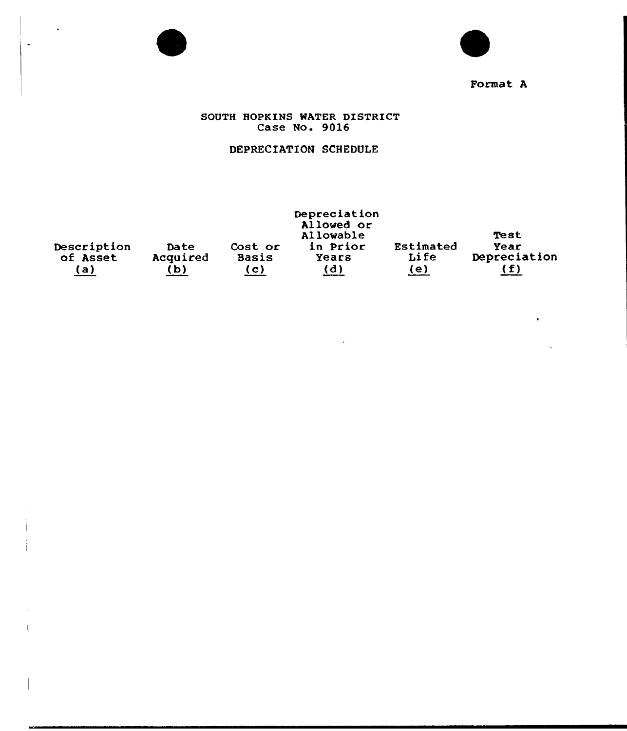Format A

SOUTH HOPKINS WATER DISTRICT
Case No. 9016

DEPRECIATION SCHEDULE

| Description of Asset (a) | Date Acquired (b) | Cost or Basis (c) | Depreciation Allowed or Allowable in Prior Years (d) | Estimated Life (e) | Test Year Depreciation (f) |
|---|---|---|---|---|---|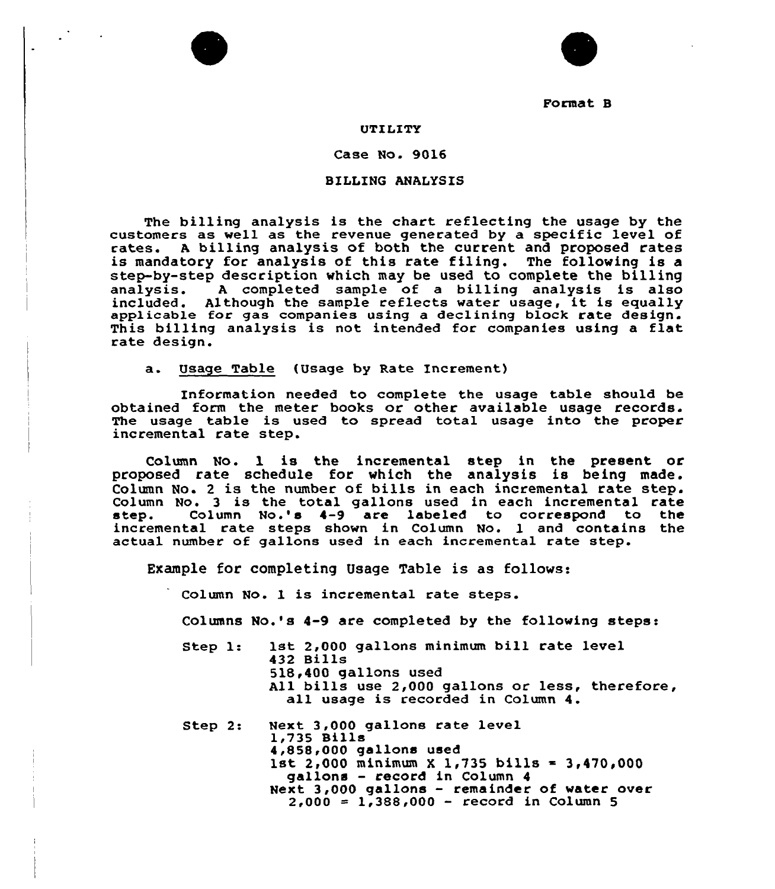Format B

UTILITY

Case No. 9016

BILLING ANALYSIS

The billing analysis is the chart reflecting the usage by the customers as well as the revenue generated by a specific level of rates. A billing analysis of both the current and proposed rates is mandatory for analysis of this rate filing. The following is a step-by-step description which may be used to complete the billing analysis. A completed sample of a billing analysis is also included. Although the sample reflects water usage, it is equally applicable for gas companies using a declining block rate design. This billing analysis is not intended for companies using a flat rate design.

a. Usage Table (Usage by Rate Increment)

Information needed to complete the usage table should be obtained form the meter books or other available usage records. The usage table is used to spread total usage into the proper incremental rate step.

Column No. 1 is the incremental step in the present or proposed rate schedule for which the analysis is being made. Column No. 2 is the number of bills in each incremental rate step. Column No. 3 is the total gallons used in each incremental rate step. Column No.'s 4-9 are labeled to correspond to the incremental rate steps shown in Column No. 1 and contains the actual number of gallons used in each incremental rate step.

Example for completing Usage Table is as follows:

Column No. 1 is incremental rate steps.

Columns No.'s 4-9 are completed by the following steps:

Step 1: 1st 2,000 gallons minimum bill rate level
432 Bills
518,400 gallons used
All bills use 2,000 gallons or less, therefore, all usage is recorded in Column 4.

Step 2: Next 3,000 gallons rate level
1,735 Bills
4,858,000 gallons used
1st 2,000 minimum X 1,735 bills = 3,470,000 gallons - record in Column 4
Next 3,000 gallons - remainder of water over 2,000 = 1,388,000 - record in Column 5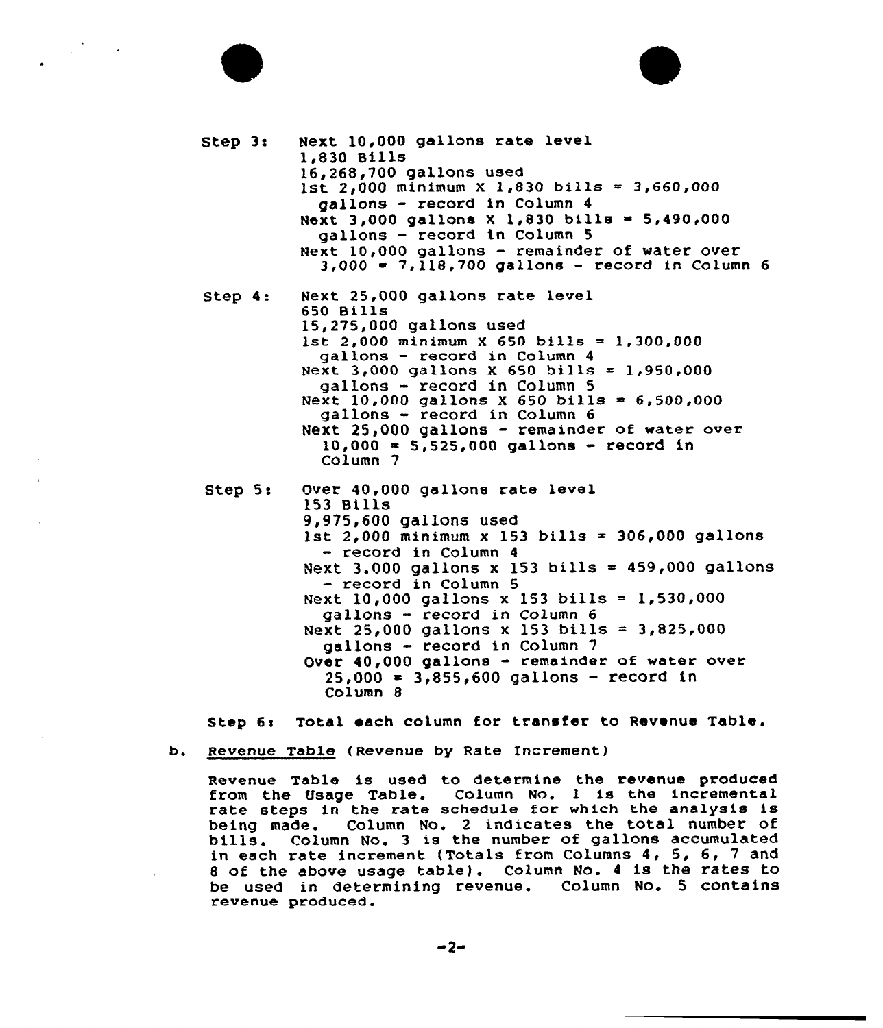Step 3: Next 10,000 gallons rate level
1,830 Bills
16,268,700 gallons used
1st 2,000 minimum X 1,830 bills = 3,660,000 gallons - record in Column 4
Next 3,000 gallons X 1,830 bills = 5,490,000 gallons - record in Column 5
Next 10,000 gallons - remainder of water over 3,000 = 7,118,700 gallons - record in Column 6

Step 4: Next 25,000 gallons rate level
650 Bills
15,275,000 gallons used
1st 2,000 minimum X 650 bills = 1,300,000 gallons - record in Column 4
Next 3,000 gallons X 650 bills = 1,950,000 gallons - record in Column 5
Next 10,000 gallons X 650 bills = 6,500,000 gallons - record in Column 6
Next 25,000 gallons - remainder of water over 10,000 = 5,525,000 gallons - record in Column 7

Step 5: Over 40,000 gallons rate level
153 Bills
9,975,600 gallons used
1st 2,000 minimum x 153 bills = 306,000 gallons - record in Column 4
Next 3.000 gallons x 153 bills = 459,000 gallons - record in Column 5
Next 10,000 gallons x 153 bills = 1,530,000 gallons - record in Column 6
Next 25,000 gallons x 153 bills = 3,825,000 gallons - record in Column 7
Over 40,000 gallons - remainder of water over 25,000 = 3,855,600 gallons - record in Column 8

**Step 6: Total each column for transfer to Revenue Table.**

b. Revenue Table (Revenue by Rate Increment)

Revenue Table is used to determine the revenue produced from the Usage Table. Column No. 1 is the incremental rate steps in the rate schedule for which the analysis is being made. Column No. 2 indicates the total number of bills. Column No. 3 is the number of gallons accumulated in each rate increment (Totals from Columns 4, 5, 6, 7 and 8 of the above usage table). Column No. 4 is the rates to be used in determining revenue. Column No. 5 contains revenue produced.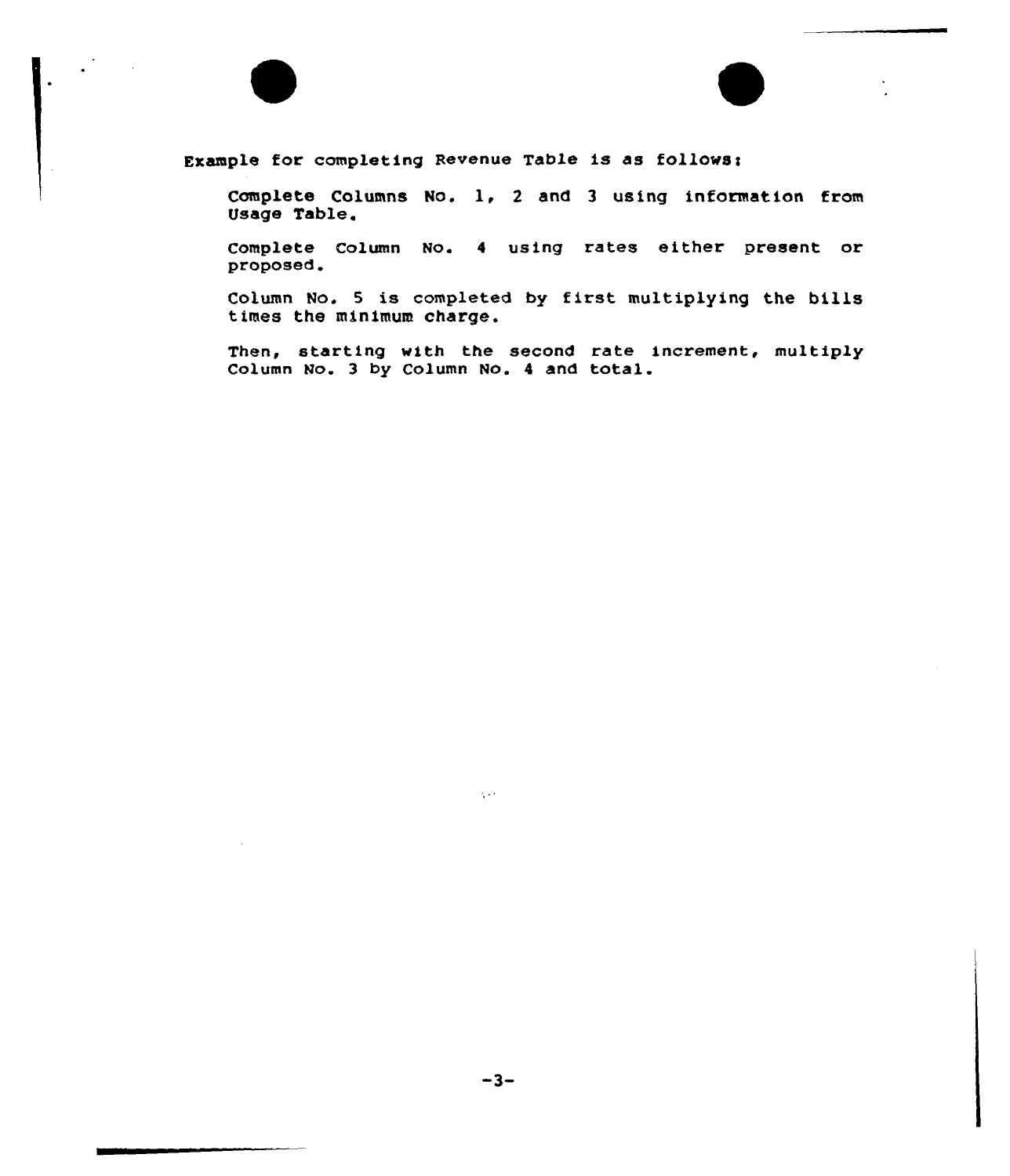Example for completing Revenue Table is as follows:

Complete Columns No. 1, 2 and 3 using information from Usage Table.

Complete Column No. 4 using rates either present or proposed.

Column No. 5 is completed by first multiplying the bills times the minimum charge.

Then, starting with the second rate increment, multiply Column No. 3 by Column No. 4 and total.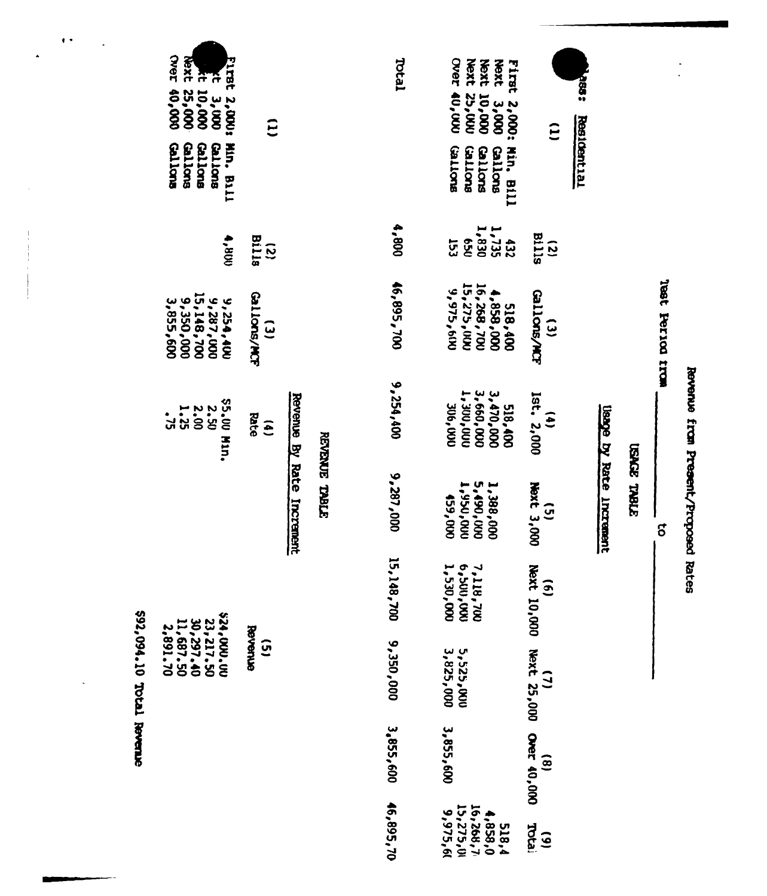Revenue from Present/Proposed Rates

Test Period from ______________ to ______________

USAGE TABLE

Class: Residential

| (1) | (2) Bills | (3) Gallons/MCF | (4) 1st. 2,000 | (5) Next 3,000 | (6) Next 10,000 | (7) Next 25,000 | (8) Over 40,000 | (9) Total |
|---|---|---|---|---|---|---|---|---|
| | | | Usage by Rate Increment | | | | | |
| First 2,000: Min. Bill | 432 | 518,400 | 518,400 | | | | | 518,4 |
| Next 3,000 Gallons | 1,735 | 4,858,000 | 3,470,000 | 1,388,000 | | | | 4,858,0 |
| Next 10,000 Gallons | 1,830 | 16,268,700 | 3,660,000 | 5,490,000 | 7,118,700 | | | 16,268,7 |
| Next 25,000 Gallons | 650 | 15,275,000 | 1,300,000 | 1,950,000 | 6,500,000 | 5,525,000 | | 15,275,0 |
| Over 40,000 Gallons | 153 | 9,975,600 | 306,000 | 459,000 | 1,530,000 | 3,825,000 | 3,855,600 | 9,975,6 |
| Total | 4,800 | 46,895,700 | 9,254,400 | 9,287,000 | 15,148,700 | 9,350,000 | 3,855,600 | 46,895,70 |

REVENUE TABLE

| (1) | (2) Bills | (3) Gallons/MCF | (4) Rate | (5) Revenue |
|---|---|---|---|---|
| | | | Revenue By Rate Increment | |
| First 2,000: Min. Bill | 4,800 | 9,254,400 | $5.00 Min. | $24,000.00 |
| Next 3,000 Gallons | | 9,287,000 | 2.50 | 23,217.50 |
| Next 10,000 Gallons | | 15,148,700 | 2.00 | 30,297.40 |
| Next 25,000 Gallons | | 9,350,000 | 1.25 | 11,687.50 |
| Over 40,000 Gallons | | 3,855,600 | .75 | 2,891.70 |
| | | | | $92,094.10 Total Revenue |